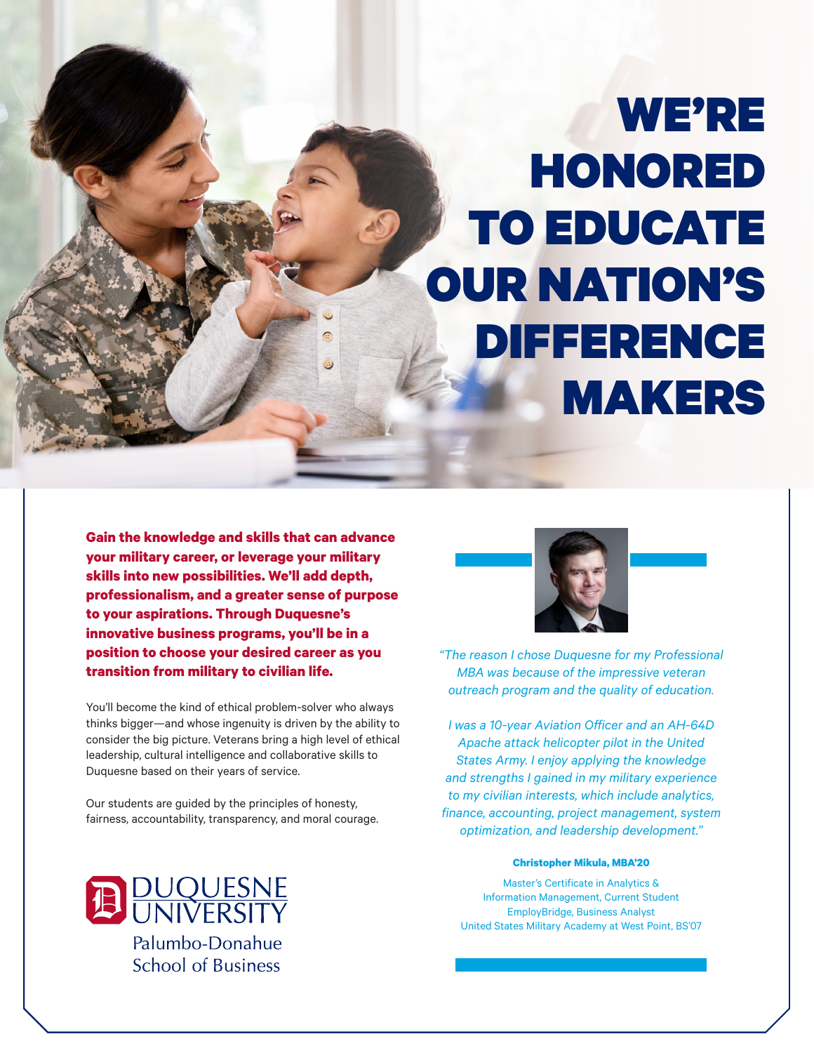# WE'RE HONORED TO EDUCATE OUR NATION'S DIFFERENCE MAKERS

**Gain the knowledge and skills that can advance your military career, or leverage your military skills into new possibilities. We'll add depth, professionalism, and a greater sense of purpose to your aspirations. Through Duquesne's innovative business programs, you'll be in a position to choose your desired career as you transition from military to civilian life.**

You'll become the kind of ethical problem-solver who always thinks bigger—and whose ingenuity is driven by the ability to consider the big picture. Veterans bring a high level of ethical leadership, cultural intelligence and collaborative skills to Duquesne based on their years of service.

Our students are guided by the principles of honesty, fairness, accountability, transparency, and moral courage.

*"The reason I chose Duquesne for my Professional MBA was because of the impressive veteran outreach program and the quality of education.*

*I was a 10-year Aviation Officer and an AH-64D Apache attack helicopter pilot in the United States Army. I enjoy applying the knowledge and strengths I gained in my military experience to my civilian interests, which include analytics, finance, accounting, project management, system optimization, and leadership development."*

**Christopher Mikula, MBA'20**

Master's Certificate in Analytics & Information Management, Current Student
EmployBridge, Business Analyst
United States Military Academy at West Point, BS'07

DUQUESNE UNIVERSITY
Palumbo-Donahue School of Business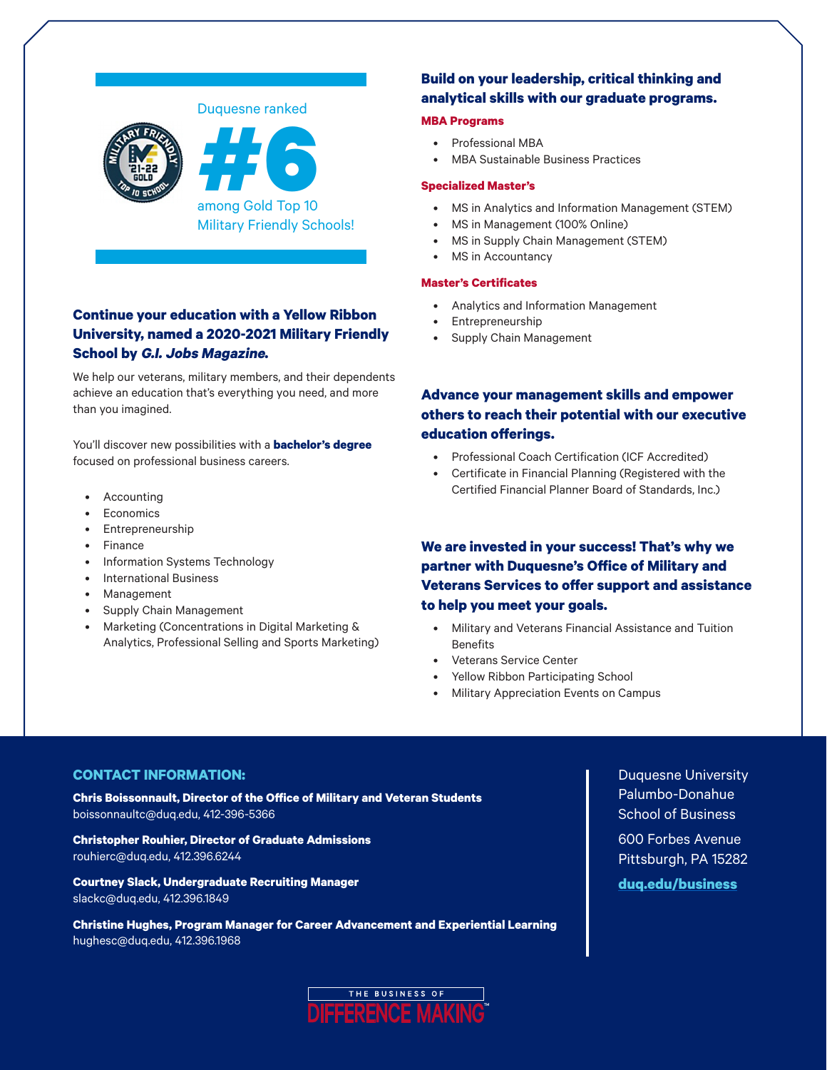Duquesne ranked

**#6**

among Gold Top 10 Military Friendly Schools!

### Continue your education with a Yellow Ribbon University, named a 2020-2021 Military Friendly School by *G.I. Jobs Magazine*.

We help our veterans, military members, and their dependents achieve an education that's everything you need, and more than you imagined.

You'll discover new possibilities with a **bachelor's degree** focused on professional business careers.

- Accounting
- Economics
- Entrepreneurship
- Finance
- Information Systems Technology
- International Business
- Management
- Supply Chain Management
- Marketing (Concentrations in Digital Marketing & Analytics, Professional Selling and Sports Marketing)

### Build on your leadership, critical thinking and analytical skills with our graduate programs.

#### MBA Programs

- Professional MBA
- MBA Sustainable Business Practices

#### Specialized Master's

- MS in Analytics and Information Management (STEM)
- MS in Management (100% Online)
- MS in Supply Chain Management (STEM)
- MS in Accountancy

#### Master's Certificates

- Analytics and Information Management
- Entrepreneurship
- Supply Chain Management

### Advance your management skills and empower others to reach their potential with our executive education offerings.

- Professional Coach Certification (ICF Accredited)
- Certificate in Financial Planning (Registered with the Certified Financial Planner Board of Standards, Inc.)

### We are invested in your success! That's why we partner with Duquesne's Office of Military and Veterans Services to offer support and assistance to help you meet your goals.

- Military and Veterans Financial Assistance and Tuition Benefits
- Veterans Service Center
- Yellow Ribbon Participating School
- Military Appreciation Events on Campus

## CONTACT INFORMATION:

**Chris Boissonnault, Director of the Office of Military and Veteran Students**
boissonnaultc@duq.edu, 412-396-5366

**Christopher Rouhier, Director of Graduate Admissions**
rouhierc@duq.edu, 412.396.6244

**Courtney Slack, Undergraduate Recruiting Manager**
slackc@duq.edu, 412.396.1849

**Christine Hughes, Program Manager for Career Advancement and Experiential Learning**
hughesc@duq.edu, 412.396.1968

Duquesne University
Palumbo-Donahue
School of Business

600 Forbes Avenue
Pittsburgh, PA 15282

**duq.edu/business**

THE BUSINESS OF DIFFERENCE MAKING™